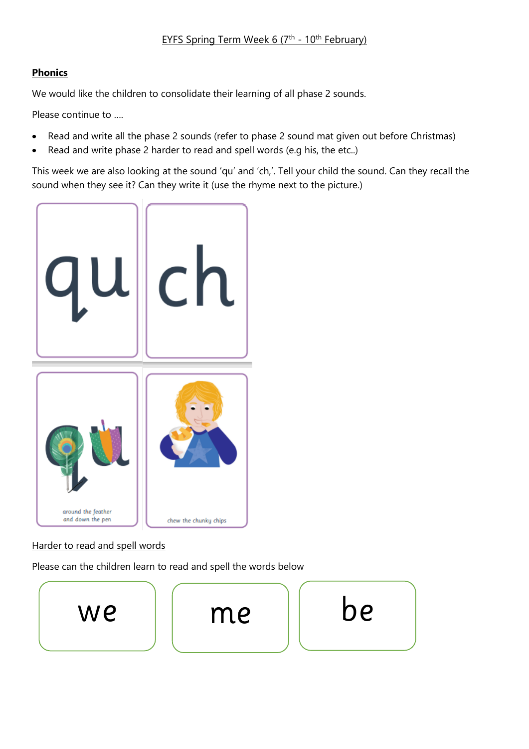EYFS Spring Term Week 6 (7th - 10th February)

**Phonics**

We would like the children to consolidate their learning of all phase 2 sounds.

Please continue to ….

- Read and write all the phase 2 sounds (refer to phase 2 sound mat given out before Christmas)
- Read and write phase 2 harder to read and spell words (e.g his, the etc..)

This week we are also looking at the sound 'qu' and 'ch,'. Tell your child the sound. Can they recall the sound when they see it? Can they write it (use the rhyme next to the picture.)

| qu | ch |
| --- | --- |
| around the feather and down the pen | chew the chunky chips |

Harder to read and spell words

Please can the children learn to read and spell the words below

| we | me | be |
| --- | --- | --- |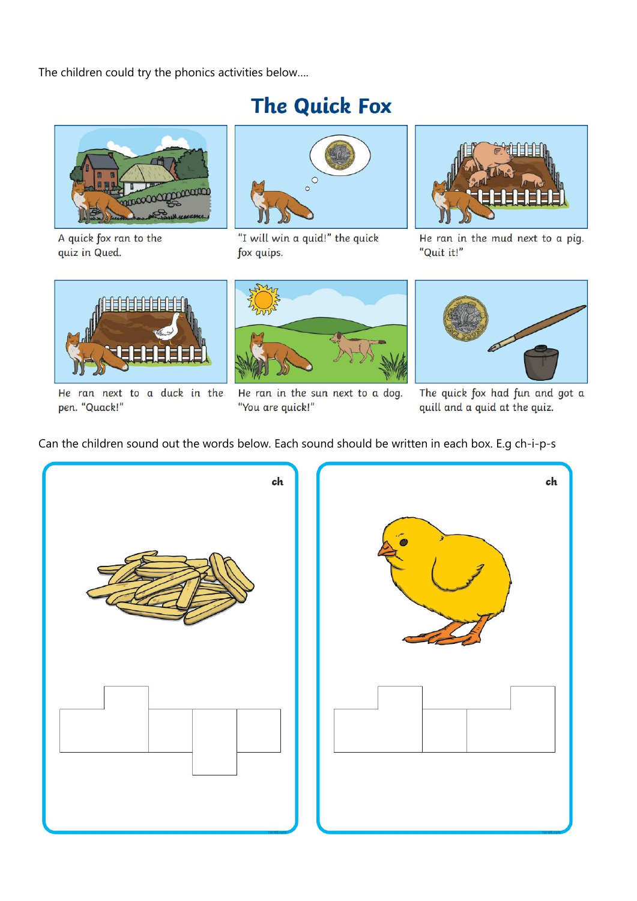The children could try the phonics activities below….

# The Quick Fox

A quick fox ran to the quiz in Qued.

"I will win a quid!" the quick fox quips.

He ran in the mud next to a pig. "Quit it!"

He ran next to a duck in the pen. "Quack!"

He ran in the sun next to a dog. "You are quick!"

The quick fox had fun and got a quill and a quid at the quiz.

Can the children sound out the words below. Each sound should be written in each box. E.g ch-i-p-s

ch

ch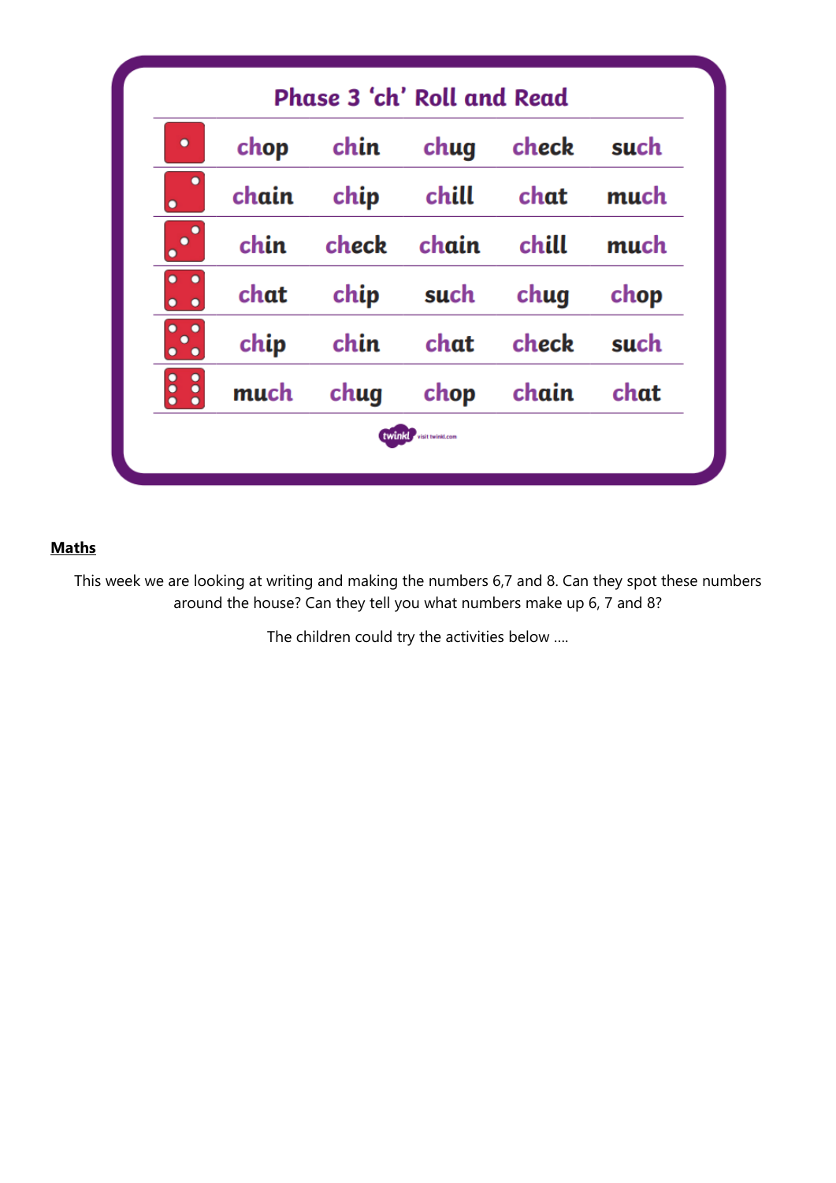## Phase 3 'ch' Roll and Read

| Dice | | | | | |
|---|---|---|---|---|---|
| 1 | chop | chin | chug | check | such |
| 2 | chain | chip | chill | chat | much |
| 3 | chin | check | chain | chill | much |
| 4 | chat | chip | such | chug | chop |
| 5 | chip | chin | chat | check | such |
| 6 | much | chug | chop | chain | chat |

twinkl visit twinkl.com

**Maths**

This week we are looking at writing and making the numbers 6,7 and 8. Can they spot these numbers around the house? Can they tell you what numbers make up 6, 7 and 8?

The children could try the activities below ….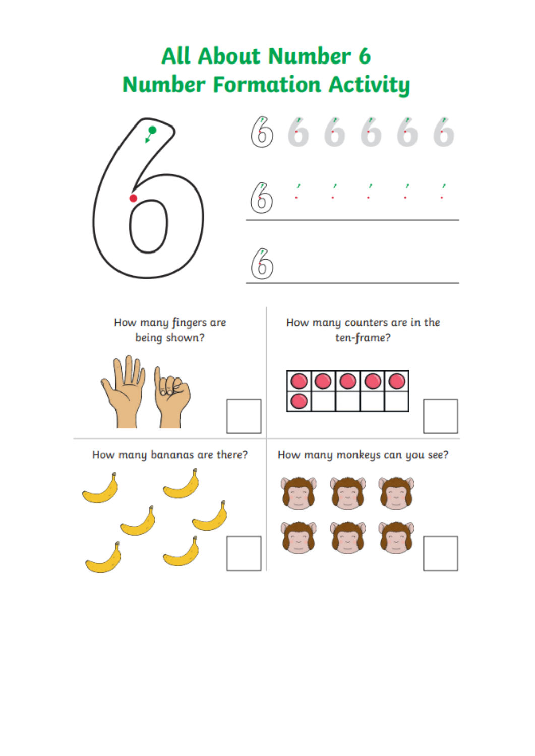# All About Number 6
# Number Formation Activity

6 6 6 6 6 6

6

6

How many fingers are being shown?

How many counters are in the ten-frame?

How many bananas are there?

How many monkeys can you see?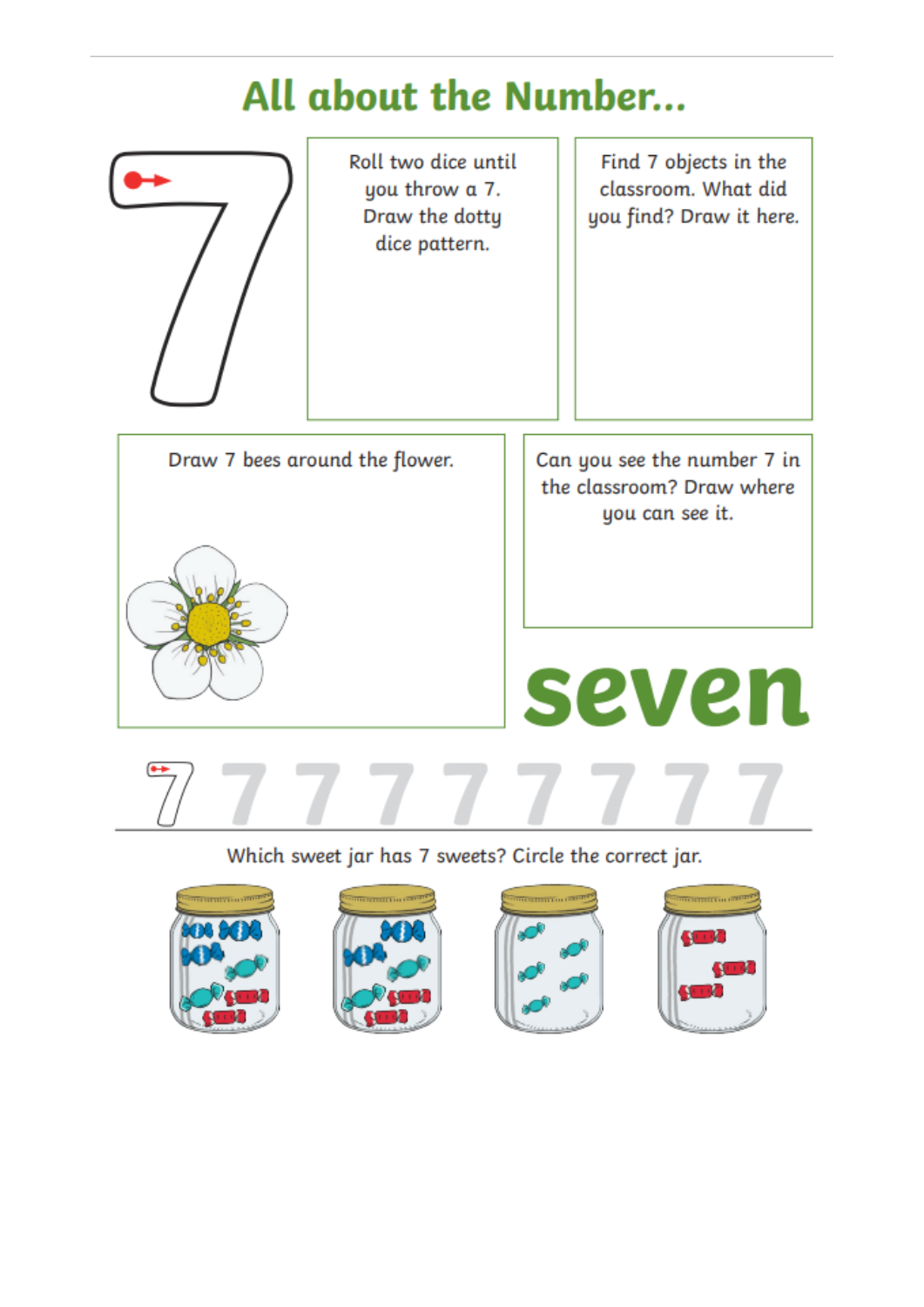# All about the Number...

7

Roll two dice until you throw a 7. Draw the dotty dice pattern.

Find 7 objects in the classroom. What did you find? Draw it here.

Draw 7 bees around the flower.

Can you see the number 7 in the classroom? Draw where you can see it.

seven

7 7 7 7 7 7 7 7 7

Which sweet jar has 7 sweets? Circle the correct jar.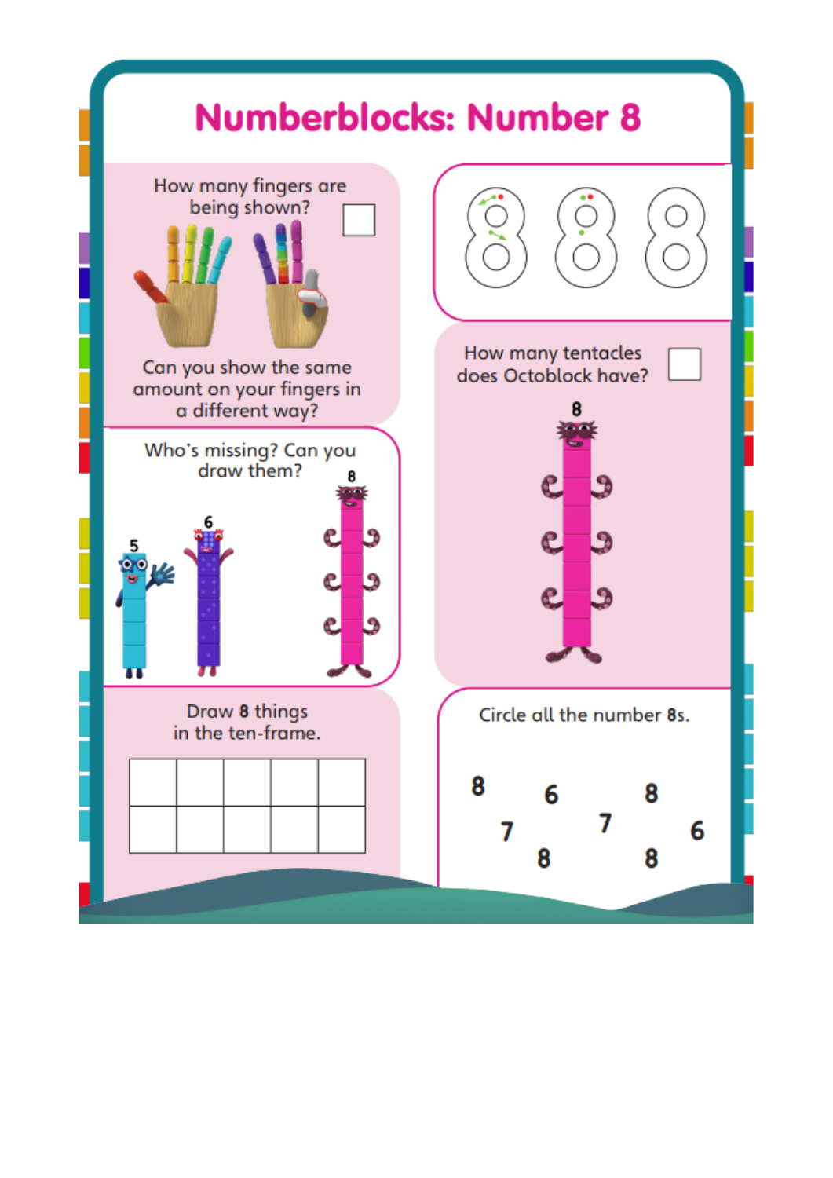# Numberblocks: Number 8

How many fingers are being shown? ☐

Can you show the same amount on your fingers in a different way?

Who's missing? Can you draw them?

5 6 8

Draw **8** things in the ten-frame.

| | | | | |
|---|---|---|---|---|
| | | | | |

How many tentacles does Octoblock have? ☐

8

Circle all the number **8**s.

8 6 8

7 7 6

8 8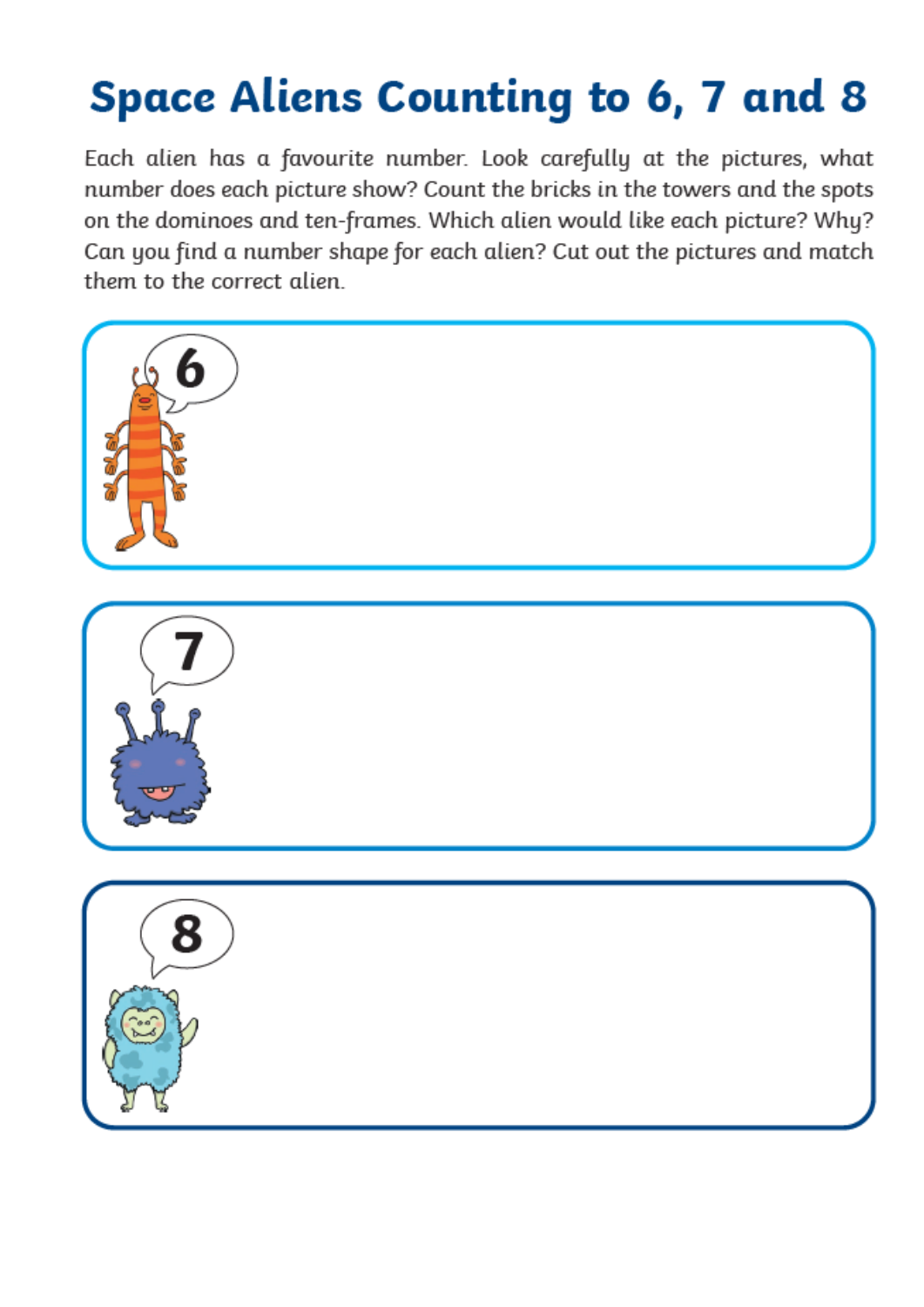# Space Aliens Counting to 6, 7 and 8

Each alien has a favourite number. Look carefully at the pictures, what number does each picture show? Count the bricks in the towers and the spots on the dominoes and ten-frames. Which alien would like each picture? Why? Can you find a number shape for each alien? Cut out the pictures and match them to the correct alien.

6

7

8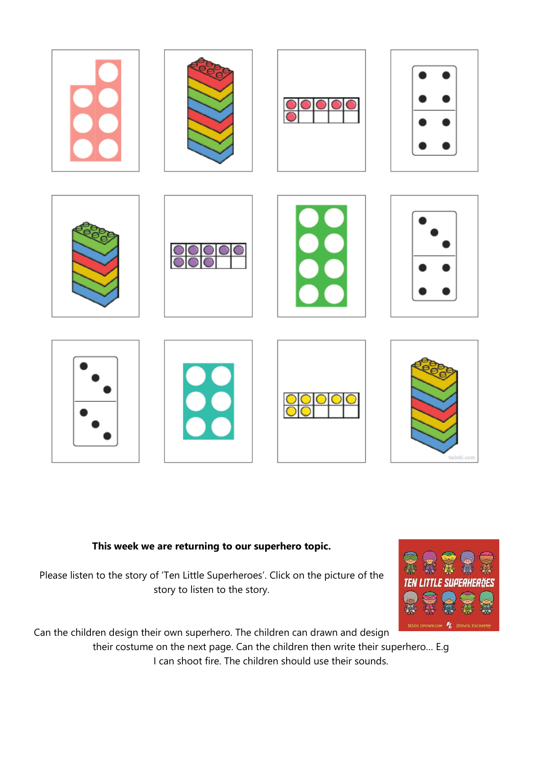**This week we are returning to our superhero topic.**

Please listen to the story of 'Ten Little Superheroes'. Click on the picture of the story to listen to the story.

Can the children design their own superhero. The children can drawn and design their costume on the next page. Can the children then write their superhero... E.g I can shoot fire. The children should use their sounds.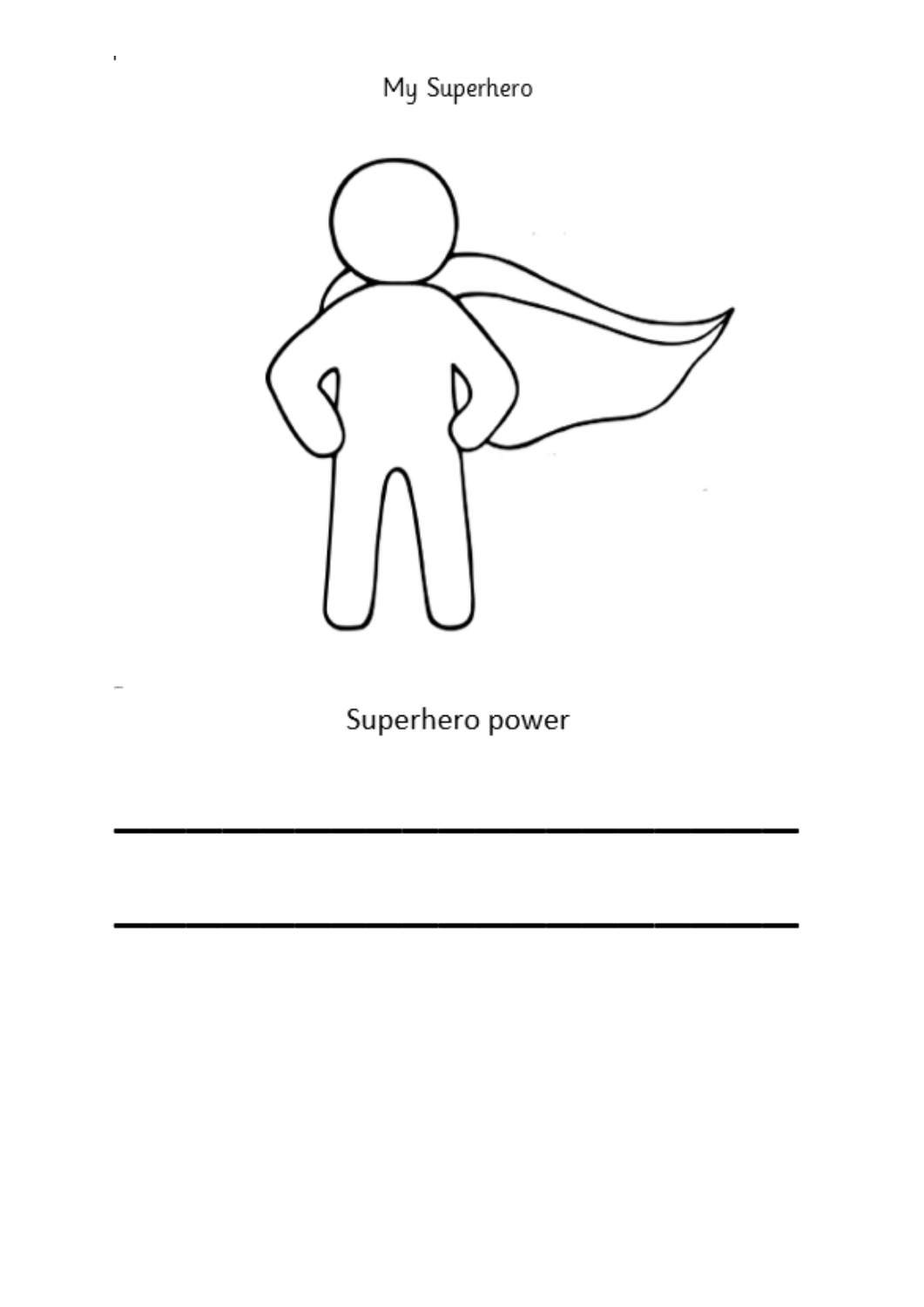# My Superhero

Superhero power

\_\_\_\_\_\_\_\_\_\_\_\_\_\_\_\_\_\_\_\_\_\_\_\_\_\_\_\_\_\_\_\_

\_\_\_\_\_\_\_\_\_\_\_\_\_\_\_\_\_\_\_\_\_\_\_\_\_\_\_\_\_\_\_\_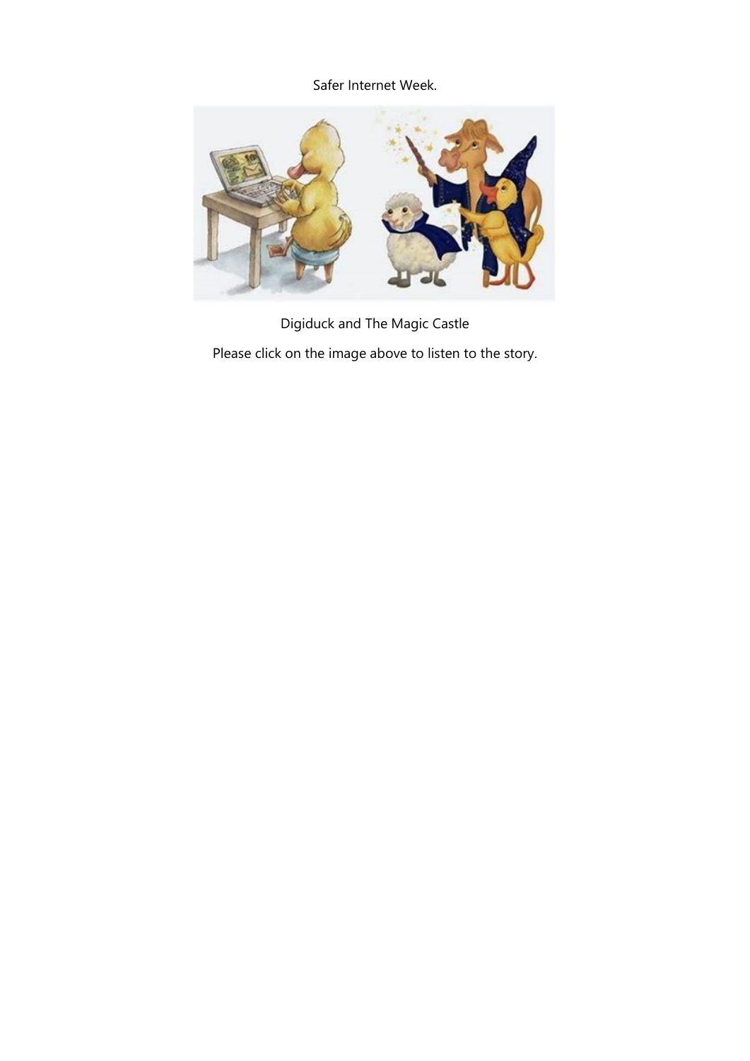Safer Internet Week.

Digiduck and The Magic Castle

Please click on the image above to listen to the story.